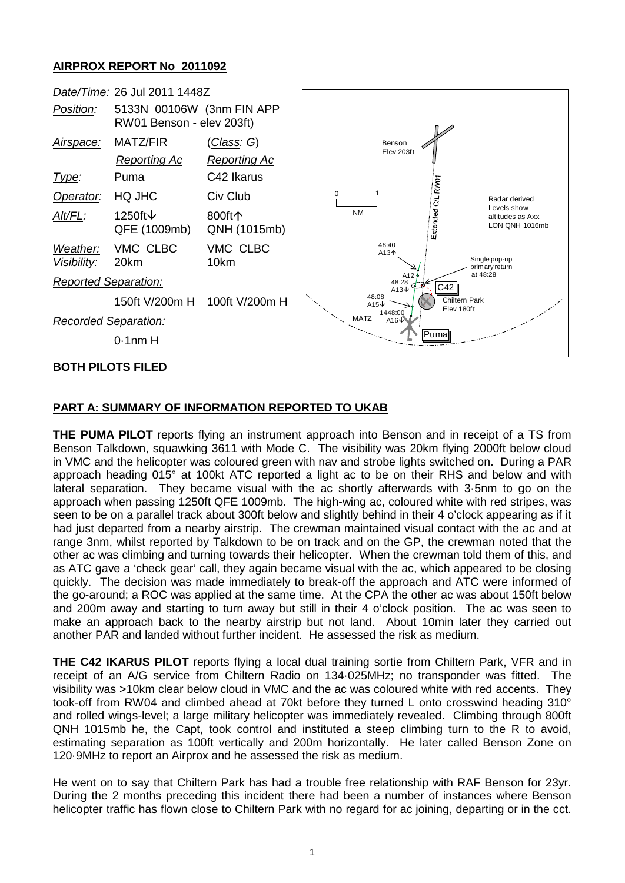## AIRPROX REPORT No 2011092

| | | |
|---|---|---|
| *Date/Time:* | 26 Jul 2011 1448Z | |
| *Position:* | 5133N 00106W (3nm FIN APP RW01 Benson - elev 203ft) | |
| *Airspace:* | MATZ/FIR | (*Class*: G) |
| | *Reporting Ac* | *Reporting Ac* |
| *Type:* | Puma | C42 Ikarus |
| *Operator:* | HQ JHC | Civ Club |
| *Alt/FL:* | 1250ft↓ QFE (1009mb) | 800ft↑ QNH (1015mb) |
| *Weather:* | VMC CLBC | VMC CLBC |
| *Visibility:* | 20km | 10km |
| *Reported Separation:* | | |
| | 150ft V/200m H | 100ft V/200m H |
| *Recorded Separation:* | | |
| | 0·1nm H | |

Benson Elev 203ft. Extended C/L RW01. 0–1 NM. Radar derived Levels show altitudes as Axx LON QNH 1016mb. 48:40 A13↑. A12. 48:28 A13↓. Single pop-up primary return at 48:28. C42. Chiltern Park Elev 180ft. 48:08 A15↓. 1448:00 A16↓. MATZ. Puma.

**BOTH PILOTS FILED**

### PART A: SUMMARY OF INFORMATION REPORTED TO UKAB

**THE PUMA PILOT** reports flying an instrument approach into Benson and in receipt of a TS from Benson Talkdown, squawking 3611 with Mode C. The visibility was 20km flying 2000ft below cloud in VMC and the helicopter was coloured green with nav and strobe lights switched on. During a PAR approach heading 015° at 100kt ATC reported a light ac to be on their RHS and below and with lateral separation. They became visual with the ac shortly afterwards with 3·5nm to go on the approach when passing 1250ft QFE 1009mb. The high-wing ac, coloured white with red stripes, was seen to be on a parallel track about 300ft below and slightly behind in their 4 o'clock appearing as if it had just departed from a nearby airstrip. The crewman maintained visual contact with the ac and at range 3nm, whilst reported by Talkdown to be on track and on the GP, the crewman noted that the other ac was climbing and turning towards their helicopter. When the crewman told them of this, and as ATC gave a 'check gear' call, they again became visual with the ac, which appeared to be closing quickly. The decision was made immediately to break-off the approach and ATC were informed of the go-around; a ROC was applied at the same time. At the CPA the other ac was about 150ft below and 200m away and starting to turn away but still in their 4 o'clock position. The ac was seen to make an approach back to the nearby airstrip but not land. About 10min later they carried out another PAR and landed without further incident. He assessed the risk as medium.

**THE C42 IKARUS PILOT** reports flying a local dual training sortie from Chiltern Park, VFR and in receipt of an A/G service from Chiltern Radio on 134·025MHz; no transponder was fitted. The visibility was >10km clear below cloud in VMC and the ac was coloured white with red accents. They took-off from RW04 and climbed ahead at 70kt before they turned L onto crosswind heading 310° and rolled wings-level; a large military helicopter was immediately revealed. Climbing through 800ft QNH 1015mb he, the Capt, took control and instituted a steep climbing turn to the R to avoid, estimating separation as 100ft vertically and 200m horizontally. He later called Benson Zone on 120·9MHz to report an Airprox and he assessed the risk as medium.

He went on to say that Chiltern Park has had a trouble free relationship with RAF Benson for 23yr. During the 2 months preceding this incident there had been a number of instances where Benson helicopter traffic has flown close to Chiltern Park with no regard for ac joining, departing or in the cct.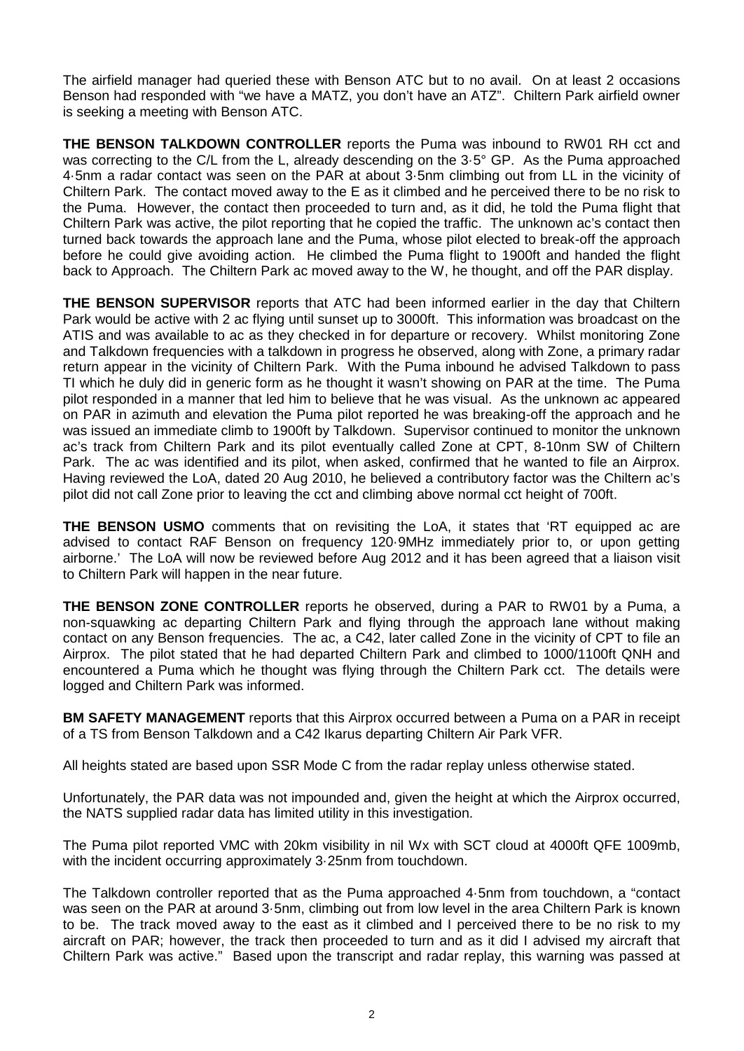The airfield manager had queried these with Benson ATC but to no avail. On at least 2 occasions Benson had responded with "we have a MATZ, you don't have an ATZ". Chiltern Park airfield owner is seeking a meeting with Benson ATC.

**THE BENSON TALKDOWN CONTROLLER** reports the Puma was inbound to RW01 RH cct and was correcting to the C/L from the L, already descending on the 3·5° GP. As the Puma approached 4·5nm a radar contact was seen on the PAR at about 3·5nm climbing out from LL in the vicinity of Chiltern Park. The contact moved away to the E as it climbed and he perceived there to be no risk to the Puma. However, the contact then proceeded to turn and, as it did, he told the Puma flight that Chiltern Park was active, the pilot reporting that he copied the traffic. The unknown ac's contact then turned back towards the approach lane and the Puma, whose pilot elected to break-off the approach before he could give avoiding action. He climbed the Puma flight to 1900ft and handed the flight back to Approach. The Chiltern Park ac moved away to the W, he thought, and off the PAR display.

**THE BENSON SUPERVISOR** reports that ATC had been informed earlier in the day that Chiltern Park would be active with 2 ac flying until sunset up to 3000ft. This information was broadcast on the ATIS and was available to ac as they checked in for departure or recovery. Whilst monitoring Zone and Talkdown frequencies with a talkdown in progress he observed, along with Zone, a primary radar return appear in the vicinity of Chiltern Park. With the Puma inbound he advised Talkdown to pass TI which he duly did in generic form as he thought it wasn't showing on PAR at the time. The Puma pilot responded in a manner that led him to believe that he was visual. As the unknown ac appeared on PAR in azimuth and elevation the Puma pilot reported he was breaking-off the approach and he was issued an immediate climb to 1900ft by Talkdown. Supervisor continued to monitor the unknown ac's track from Chiltern Park and its pilot eventually called Zone at CPT, 8-10nm SW of Chiltern Park. The ac was identified and its pilot, when asked, confirmed that he wanted to file an Airprox. Having reviewed the LoA, dated 20 Aug 2010, he believed a contributory factor was the Chiltern ac's pilot did not call Zone prior to leaving the cct and climbing above normal cct height of 700ft.

**THE BENSON USMO** comments that on revisiting the LoA, it states that 'RT equipped ac are advised to contact RAF Benson on frequency 120·9MHz immediately prior to, or upon getting airborne.' The LoA will now be reviewed before Aug 2012 and it has been agreed that a liaison visit to Chiltern Park will happen in the near future.

**THE BENSON ZONE CONTROLLER** reports he observed, during a PAR to RW01 by a Puma, a non-squawking ac departing Chiltern Park and flying through the approach lane without making contact on any Benson frequencies. The ac, a C42, later called Zone in the vicinity of CPT to file an Airprox. The pilot stated that he had departed Chiltern Park and climbed to 1000/1100ft QNH and encountered a Puma which he thought was flying through the Chiltern Park cct. The details were logged and Chiltern Park was informed.

**BM SAFETY MANAGEMENT** reports that this Airprox occurred between a Puma on a PAR in receipt of a TS from Benson Talkdown and a C42 Ikarus departing Chiltern Air Park VFR.

All heights stated are based upon SSR Mode C from the radar replay unless otherwise stated.

Unfortunately, the PAR data was not impounded and, given the height at which the Airprox occurred, the NATS supplied radar data has limited utility in this investigation.

The Puma pilot reported VMC with 20km visibility in nil Wx with SCT cloud at 4000ft QFE 1009mb, with the incident occurring approximately 3·25nm from touchdown.

The Talkdown controller reported that as the Puma approached 4·5nm from touchdown, a "contact was seen on the PAR at around 3·5nm, climbing out from low level in the area Chiltern Park is known to be. The track moved away to the east as it climbed and I perceived there to be no risk to my aircraft on PAR; however, the track then proceeded to turn and as it did I advised my aircraft that Chiltern Park was active." Based upon the transcript and radar replay, this warning was passed at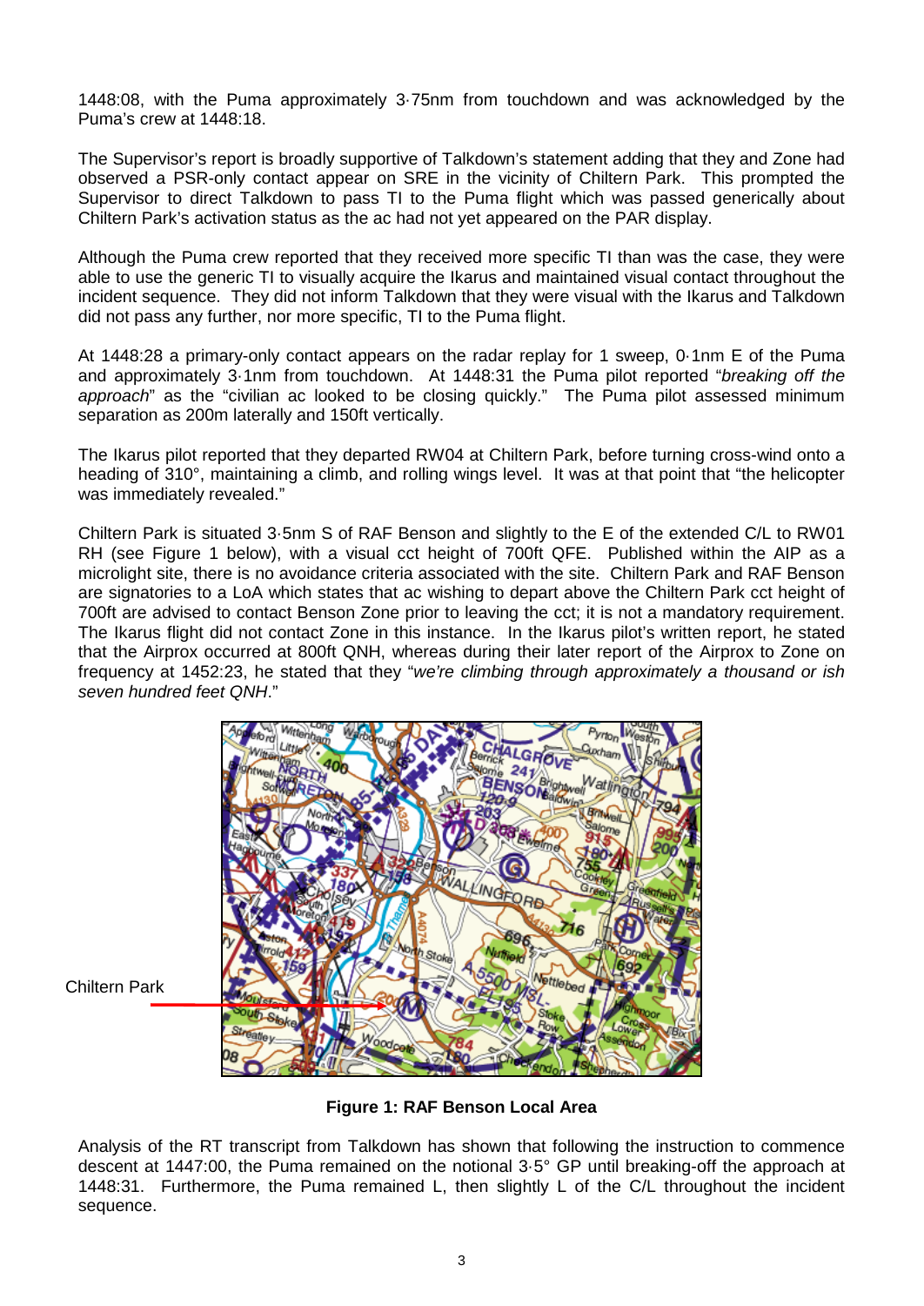1448:08, with the Puma approximately 3·75nm from touchdown and was acknowledged by the Puma's crew at 1448:18.

The Supervisor's report is broadly supportive of Talkdown's statement adding that they and Zone had observed a PSR-only contact appear on SRE in the vicinity of Chiltern Park. This prompted the Supervisor to direct Talkdown to pass TI to the Puma flight which was passed generically about Chiltern Park's activation status as the ac had not yet appeared on the PAR display.

Although the Puma crew reported that they received more specific TI than was the case, they were able to use the generic TI to visually acquire the Ikarus and maintained visual contact throughout the incident sequence. They did not inform Talkdown that they were visual with the Ikarus and Talkdown did not pass any further, nor more specific, TI to the Puma flight.

At 1448:28 a primary-only contact appears on the radar replay for 1 sweep, 0·1nm E of the Puma and approximately 3·1nm from touchdown. At 1448:31 the Puma pilot reported "*breaking off the approach*" as the "civilian ac looked to be closing quickly." The Puma pilot assessed minimum separation as 200m laterally and 150ft vertically.

The Ikarus pilot reported that they departed RW04 at Chiltern Park, before turning cross-wind onto a heading of 310°, maintaining a climb, and rolling wings level. It was at that point that "the helicopter was immediately revealed."

Chiltern Park is situated 3·5nm S of RAF Benson and slightly to the E of the extended C/L to RW01 RH (see Figure 1 below), with a visual cct height of 700ft QFE. Published within the AIP as a microlight site, there is no avoidance criteria associated with the site. Chiltern Park and RAF Benson are signatories to a LoA which states that ac wishing to depart above the Chiltern Park cct height of 700ft are advised to contact Benson Zone prior to leaving the cct; it is not a mandatory requirement. The Ikarus flight did not contact Zone in this instance. In the Ikarus pilot's written report, he stated that the Airprox occurred at 800ft QNH, whereas during their later report of the Airprox to Zone on frequency at 1452:23, he stated that they "*we're climbing through approximately a thousand or ish seven hundred feet QNH*."

Chiltern Park

**Figure 1: RAF Benson Local Area**

Analysis of the RT transcript from Talkdown has shown that following the instruction to commence descent at 1447:00, the Puma remained on the notional 3·5° GP until breaking-off the approach at 1448:31. Furthermore, the Puma remained L, then slightly L of the C/L throughout the incident sequence.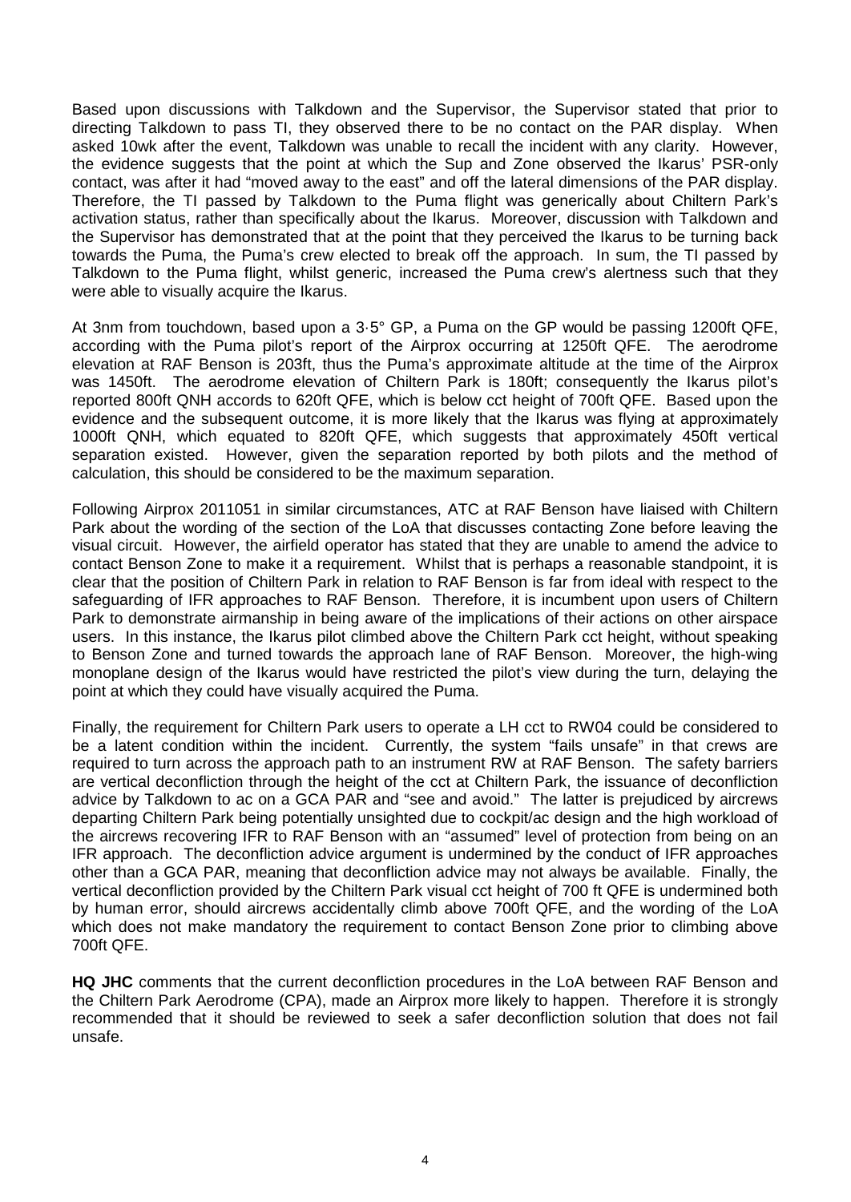Based upon discussions with Talkdown and the Supervisor, the Supervisor stated that prior to directing Talkdown to pass TI, they observed there to be no contact on the PAR display. When asked 10wk after the event, Talkdown was unable to recall the incident with any clarity. However, the evidence suggests that the point at which the Sup and Zone observed the Ikarus' PSR-only contact, was after it had "moved away to the east" and off the lateral dimensions of the PAR display. Therefore, the TI passed by Talkdown to the Puma flight was generically about Chiltern Park's activation status, rather than specifically about the Ikarus. Moreover, discussion with Talkdown and the Supervisor has demonstrated that at the point that they perceived the Ikarus to be turning back towards the Puma, the Puma's crew elected to break off the approach. In sum, the TI passed by Talkdown to the Puma flight, whilst generic, increased the Puma crew's alertness such that they were able to visually acquire the Ikarus.

At 3nm from touchdown, based upon a 3·5° GP, a Puma on the GP would be passing 1200ft QFE, according with the Puma pilot's report of the Airprox occurring at 1250ft QFE. The aerodrome elevation at RAF Benson is 203ft, thus the Puma's approximate altitude at the time of the Airprox was 1450ft. The aerodrome elevation of Chiltern Park is 180ft; consequently the Ikarus pilot's reported 800ft QNH accords to 620ft QFE, which is below cct height of 700ft QFE. Based upon the evidence and the subsequent outcome, it is more likely that the Ikarus was flying at approximately 1000ft QNH, which equated to 820ft QFE, which suggests that approximately 450ft vertical separation existed. However, given the separation reported by both pilots and the method of calculation, this should be considered to be the maximum separation.

Following Airprox 2011051 in similar circumstances, ATC at RAF Benson have liaised with Chiltern Park about the wording of the section of the LoA that discusses contacting Zone before leaving the visual circuit. However, the airfield operator has stated that they are unable to amend the advice to contact Benson Zone to make it a requirement. Whilst that is perhaps a reasonable standpoint, it is clear that the position of Chiltern Park in relation to RAF Benson is far from ideal with respect to the safeguarding of IFR approaches to RAF Benson. Therefore, it is incumbent upon users of Chiltern Park to demonstrate airmanship in being aware of the implications of their actions on other airspace users. In this instance, the Ikarus pilot climbed above the Chiltern Park cct height, without speaking to Benson Zone and turned towards the approach lane of RAF Benson. Moreover, the high-wing monoplane design of the Ikarus would have restricted the pilot's view during the turn, delaying the point at which they could have visually acquired the Puma.

Finally, the requirement for Chiltern Park users to operate a LH cct to RW04 could be considered to be a latent condition within the incident. Currently, the system "fails unsafe" in that crews are required to turn across the approach path to an instrument RW at RAF Benson. The safety barriers are vertical deconfliction through the height of the cct at Chiltern Park, the issuance of deconfliction advice by Talkdown to ac on a GCA PAR and "see and avoid." The latter is prejudiced by aircrews departing Chiltern Park being potentially unsighted due to cockpit/ac design and the high workload of the aircrews recovering IFR to RAF Benson with an "assumed" level of protection from being on an IFR approach. The deconfliction advice argument is undermined by the conduct of IFR approaches other than a GCA PAR, meaning that deconfliction advice may not always be available. Finally, the vertical deconfliction provided by the Chiltern Park visual cct height of 700 ft QFE is undermined both by human error, should aircrews accidentally climb above 700ft QFE, and the wording of the LoA which does not make mandatory the requirement to contact Benson Zone prior to climbing above 700ft QFE.

**HQ JHC** comments that the current deconfliction procedures in the LoA between RAF Benson and the Chiltern Park Aerodrome (CPA), made an Airprox more likely to happen. Therefore it is strongly recommended that it should be reviewed to seek a safer deconfliction solution that does not fail unsafe.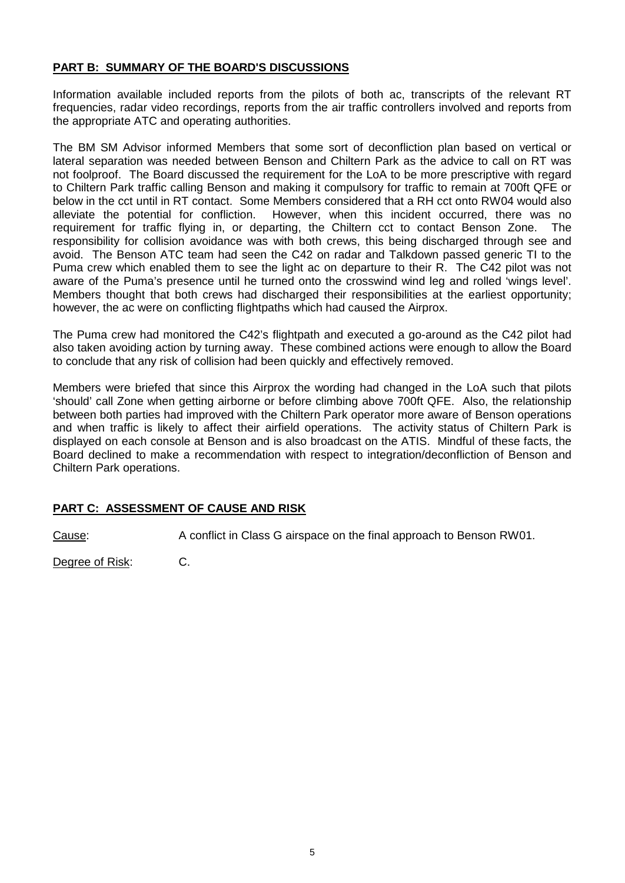## PART B: SUMMARY OF THE BOARD'S DISCUSSIONS

Information available included reports from the pilots of both ac, transcripts of the relevant RT frequencies, radar video recordings, reports from the air traffic controllers involved and reports from the appropriate ATC and operating authorities.

The BM SM Advisor informed Members that some sort of deconfliction plan based on vertical or lateral separation was needed between Benson and Chiltern Park as the advice to call on RT was not foolproof. The Board discussed the requirement for the LoA to be more prescriptive with regard to Chiltern Park traffic calling Benson and making it compulsory for traffic to remain at 700ft QFE or below in the cct until in RT contact. Some Members considered that a RH cct onto RW04 would also alleviate the potential for confliction. However, when this incident occurred, there was no requirement for traffic flying in, or departing, the Chiltern cct to contact Benson Zone. The responsibility for collision avoidance was with both crews, this being discharged through see and avoid. The Benson ATC team had seen the C42 on radar and Talkdown passed generic TI to the Puma crew which enabled them to see the light ac on departure to their R. The C42 pilot was not aware of the Puma's presence until he turned onto the crosswind wind leg and rolled 'wings level'. Members thought that both crews had discharged their responsibilities at the earliest opportunity; however, the ac were on conflicting flightpaths which had caused the Airprox.

The Puma crew had monitored the C42's flightpath and executed a go-around as the C42 pilot had also taken avoiding action by turning away. These combined actions were enough to allow the Board to conclude that any risk of collision had been quickly and effectively removed.

Members were briefed that since this Airprox the wording had changed in the LoA such that pilots 'should' call Zone when getting airborne or before climbing above 700ft QFE. Also, the relationship between both parties had improved with the Chiltern Park operator more aware of Benson operations and when traffic is likely to affect their airfield operations. The activity status of Chiltern Park is displayed on each console at Benson and is also broadcast on the ATIS. Mindful of these facts, the Board declined to make a recommendation with respect to integration/deconfliction of Benson and Chiltern Park operations.

## PART C: ASSESSMENT OF CAUSE AND RISK

Cause: A conflict in Class G airspace on the final approach to Benson RW01.

Degree of Risk: C.